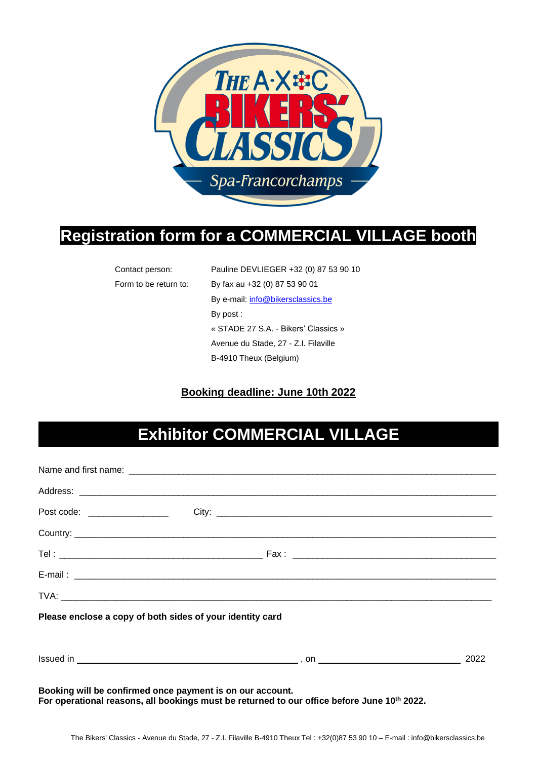# Registration form for a COMMERCIAL VILLAGE booth

Contact person: Pauline DEVLIEGER +32 (0) 87 53 90 10

Form to be return to: By fax au +32 (0) 87 53 90 01

By e-mail: info@bikersclassics.be

By post :

« STADE 27 S.A. - Bikers' Classics »

Avenue du Stade, 27 - Z.I. Filaville

B-4910 Theux (Belgium)

**Booking deadline: June 10th 2022**

## Exhibitor COMMERCIAL VILLAGE

Name and first name: ___________________________________________

Address: ___________________________________________

Post code: _______________ City: ___________________________________________

Country: ___________________________________________

Tel : ___________________________ Fax : ___________________________

E-mail : ___________________________________________

TVA: ___________________________________________

**Please enclose a copy of both sides of your identity card**

Issued in ___________________________, on ___________________ 2022

**Booking will be confirmed once payment is on our account.**
**For operational reasons, all bookings must be returned to our office before June 10th 2022.**

The Bikers' Classics - Avenue du Stade, 27 - Z.I. Filaville B-4910 Theux Tel : +32(0)87 53 90 10 – E-mail : info@bikersclassics.be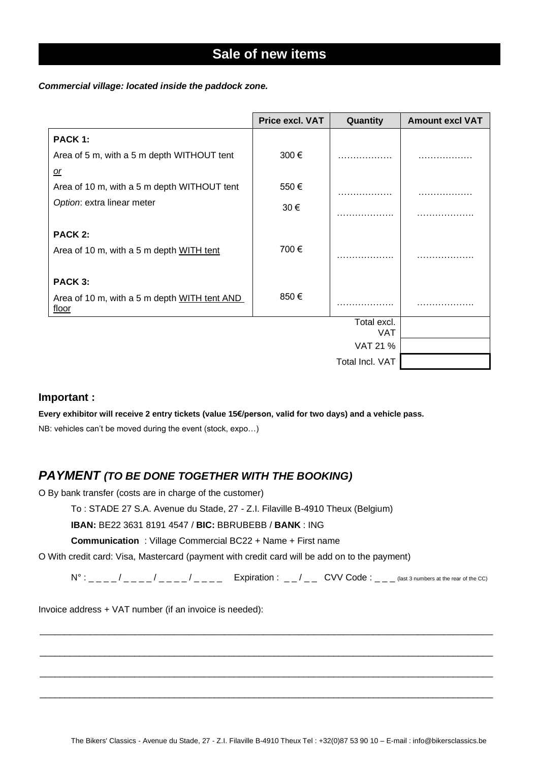# Sale of new items

***Commercial village: located inside the paddock zone.***

| | Price excl. VAT | Quantity | Amount excl VAT |
|---|---|---|---|
| **PACK 1:** | | | |
| Area of 5 m, with a 5 m depth WITHOUT tent | 300 € | ……………… | ……………… |
| *or* | | | |
| Area of 10 m, with a 5 m depth WITHOUT tent | 550 € | ……………… | ……………… |
| *Option*: extra linear meter | 30 € | ……………… | ……………… |
| **PACK 2:** | | | |
| Area of 10 m, with a 5 m depth WITH tent | 700 € | ……………… | ……………… |
| **PACK 3:** | | | |
| Area of 10 m, with a 5 m depth WITH tent AND floor | 850 € | ……………… | ……………… |
| | | Total excl. VAT | |
| | | VAT 21 % | |
| | | Total Incl. VAT | |

### Important :

**Every exhibitor will receive 2 entry tickets (value 15€/person, valid for two days) and a vehicle pass.**

NB: vehicles can't be moved during the event (stock, expo…)

## *PAYMENT (TO BE DONE TOGETHER WITH THE BOOKING)*

O By bank transfer (costs are in charge of the customer)

To : STADE 27 S.A. Avenue du Stade, 27 - Z.I. Filaville B-4910 Theux (Belgium)

**IBAN:** BE22 3631 8191 4547 / **BIC:** BBRUBEBB / **BANK** : ING

**Communication** : Village Commercial BC22 + Name + First name

O With credit card: Visa, Mastercard (payment with credit card will be add on to the payment)

N° : _ _ _ _ / _ _ _ _ / _ _ _ _ / _ _ _ _ Expiration : _ _ / _ _ CVV Code : _ _ _ (last 3 numbers at the rear of the CC)

Invoice address + VAT number (if an invoice is needed):

___________________________________________________________________________

___________________________________________________________________________

___________________________________________________________________________

___________________________________________________________________________

The Bikers' Classics - Avenue du Stade, 27 - Z.I. Filaville B-4910 Theux Tel : +32(0)87 53 90 10 – E-mail : info@bikersclassics.be